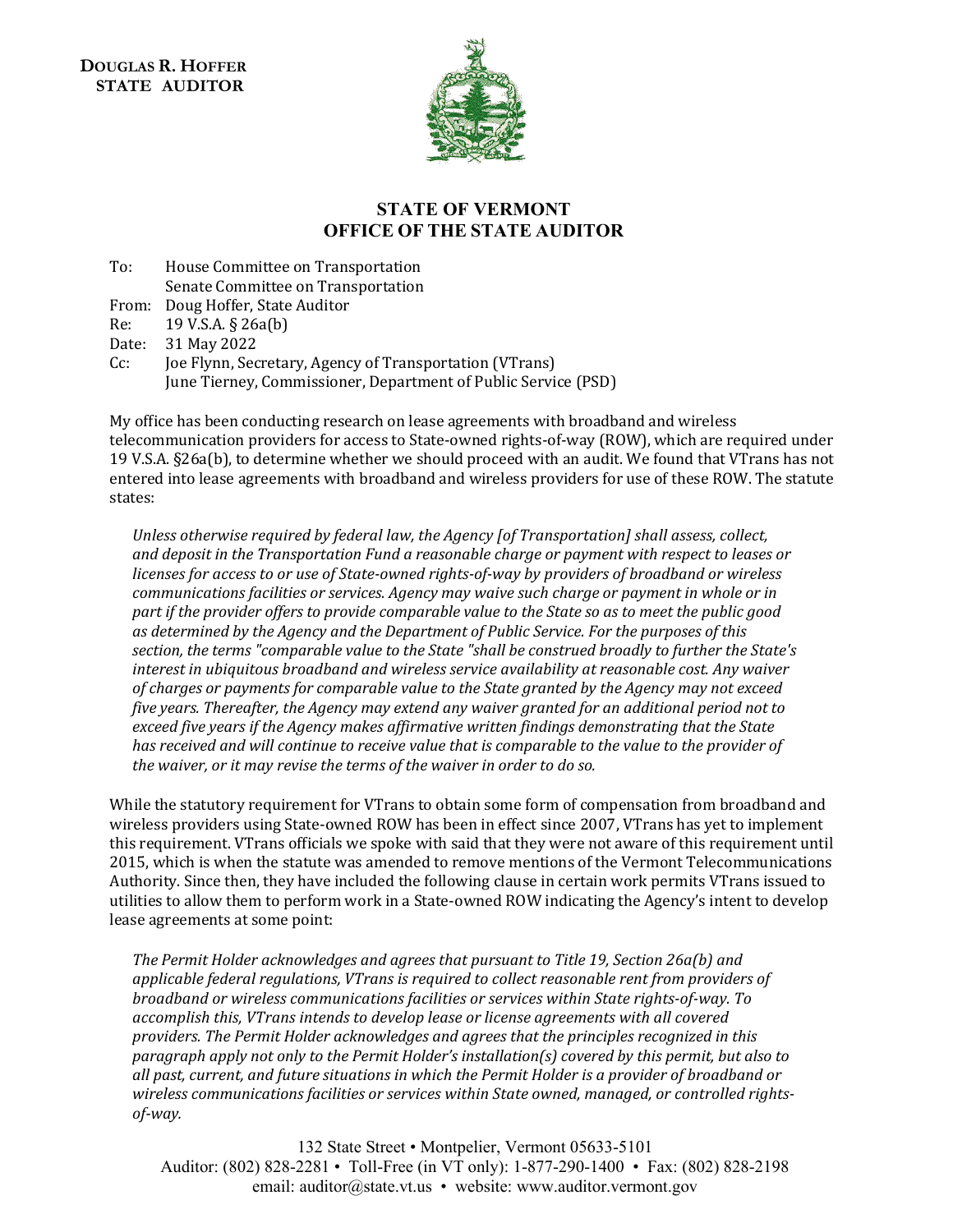**DOUGLAS R. HOFFER**
**STATE AUDITOR**

# STATE OF VERMONT
# OFFICE OF THE STATE AUDITOR

To: House Committee on Transportation
Senate Committee on Transportation
From: Doug Hoffer, State Auditor
Re: 19 V.S.A. § 26a(b)
Date: 31 May 2022
Cc: Joe Flynn, Secretary, Agency of Transportation (VTrans)
June Tierney, Commissioner, Department of Public Service (PSD)

My office has been conducting research on lease agreements with broadband and wireless telecommunication providers for access to State-owned rights-of-way (ROW), which are required under 19 V.S.A. §26a(b), to determine whether we should proceed with an audit. We found that VTrans has not entered into lease agreements with broadband and wireless providers for use of these ROW. The statute states:

> *Unless otherwise required by federal law, the Agency [of Transportation] shall assess, collect, and deposit in the Transportation Fund a reasonable charge or payment with respect to leases or licenses for access to or use of State-owned rights-of-way by providers of broadband or wireless communications facilities or services. Agency may waive such charge or payment in whole or in part if the provider offers to provide comparable value to the State so as to meet the public good as determined by the Agency and the Department of Public Service. For the purposes of this section, the terms "comparable value to the State "shall be construed broadly to further the State's interest in ubiquitous broadband and wireless service availability at reasonable cost. Any waiver of charges or payments for comparable value to the State granted by the Agency may not exceed five years. Thereafter, the Agency may extend any waiver granted for an additional period not to exceed five years if the Agency makes affirmative written findings demonstrating that the State has received and will continue to receive value that is comparable to the value to the provider of the waiver, or it may revise the terms of the waiver in order to do so.*

While the statutory requirement for VTrans to obtain some form of compensation from broadband and wireless providers using State-owned ROW has been in effect since 2007, VTrans has yet to implement this requirement. VTrans officials we spoke with said that they were not aware of this requirement until 2015, which is when the statute was amended to remove mentions of the Vermont Telecommunications Authority. Since then, they have included the following clause in certain work permits VTrans issued to utilities to allow them to perform work in a State-owned ROW indicating the Agency's intent to develop lease agreements at some point:

> *The Permit Holder acknowledges and agrees that pursuant to Title 19, Section 26a(b) and applicable federal regulations, VTrans is required to collect reasonable rent from providers of broadband or wireless communications facilities or services within State rights-of-way. To accomplish this, VTrans intends to develop lease or license agreements with all covered providers. The Permit Holder acknowledges and agrees that the principles recognized in this paragraph apply not only to the Permit Holder's installation(s) covered by this permit, but also to all past, current, and future situations in which the Permit Holder is a provider of broadband or wireless communications facilities or services within State owned, managed, or controlled rights-of-way.*

132 State Street • Montpelier, Vermont 05633-5101
Auditor: (802) 828-2281 • Toll-Free (in VT only): 1-877-290-1400 • Fax: (802) 828-2198
email: auditor@state.vt.us • website: www.auditor.vermont.gov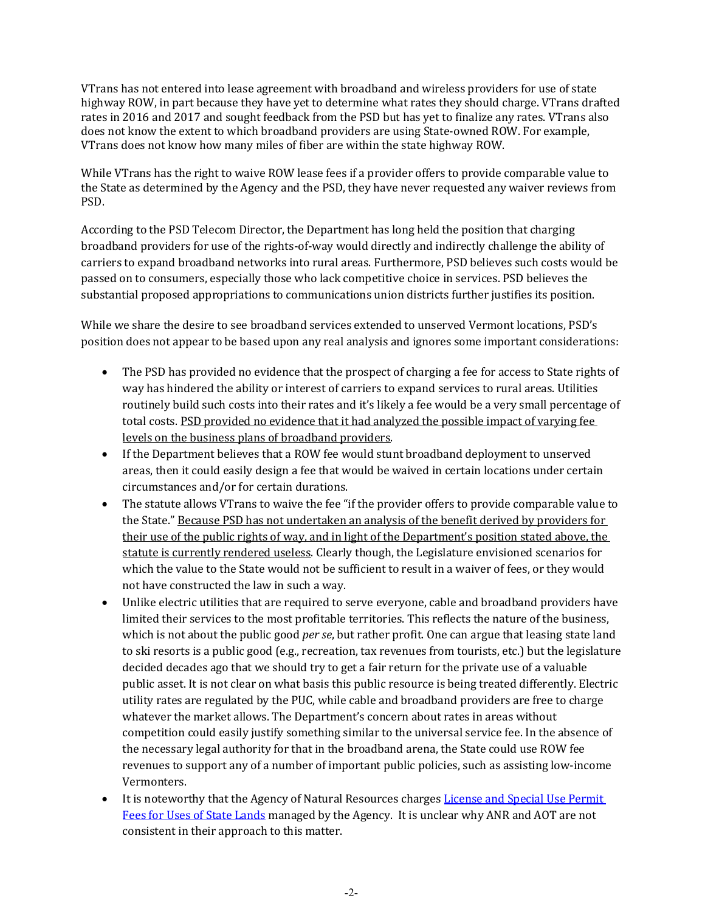VTrans has not entered into lease agreement with broadband and wireless providers for use of state highway ROW, in part because they have yet to determine what rates they should charge. VTrans drafted rates in 2016 and 2017 and sought feedback from the PSD but has yet to finalize any rates. VTrans also does not know the extent to which broadband providers are using State-owned ROW. For example, VTrans does not know how many miles of fiber are within the state highway ROW.

While VTrans has the right to waive ROW lease fees if a provider offers to provide comparable value to the State as determined by the Agency and the PSD, they have never requested any waiver reviews from PSD.

According to the PSD Telecom Director, the Department has long held the position that charging broadband providers for use of the rights-of-way would directly and indirectly challenge the ability of carriers to expand broadband networks into rural areas. Furthermore, PSD believes such costs would be passed on to consumers, especially those who lack competitive choice in services. PSD believes the substantial proposed appropriations to communications union districts further justifies its position.

While we share the desire to see broadband services extended to unserved Vermont locations, PSD's position does not appear to be based upon any real analysis and ignores some important considerations:

- The PSD has provided no evidence that the prospect of charging a fee for access to State rights of way has hindered the ability or interest of carriers to expand services to rural areas. Utilities routinely build such costs into their rates and it's likely a fee would be a very small percentage of total costs. <u>PSD provided no evidence that it had analyzed the possible impact of varying fee levels on the business plans of broadband providers</u>.
- If the Department believes that a ROW fee would stunt broadband deployment to unserved areas, then it could easily design a fee that would be waived in certain locations under certain circumstances and/or for certain durations.
- The statute allows VTrans to waive the fee "if the provider offers to provide comparable value to the State." <u>Because PSD has not undertaken an analysis of the benefit derived by providers for their use of the public rights of way, and in light of the Department's position stated above, the statute is currently rendered useless</u>. Clearly though, the Legislature envisioned scenarios for which the value to the State would not be sufficient to result in a waiver of fees, or they would not have constructed the law in such a way.
- Unlike electric utilities that are required to serve everyone, cable and broadband providers have limited their services to the most profitable territories. This reflects the nature of the business, which is not about the public good *per se*, but rather profit. One can argue that leasing state land to ski resorts is a public good (e.g., recreation, tax revenues from tourists, etc.) but the legislature decided decades ago that we should try to get a fair return for the private use of a valuable public asset. It is not clear on what basis this public resource is being treated differently. Electric utility rates are regulated by the PUC, while cable and broadband providers are free to charge whatever the market allows. The Department's concern about rates in areas without competition could easily justify something similar to the universal service fee. In the absence of the necessary legal authority for that in the broadband arena, the State could use ROW fee revenues to support any of a number of important public policies, such as assisting low-income Vermonters.
- It is noteworthy that the Agency of Natural Resources charges <u>License and Special Use Permit Fees for Uses of State Lands</u> managed by the Agency. It is unclear why ANR and AOT are not consistent in their approach to this matter.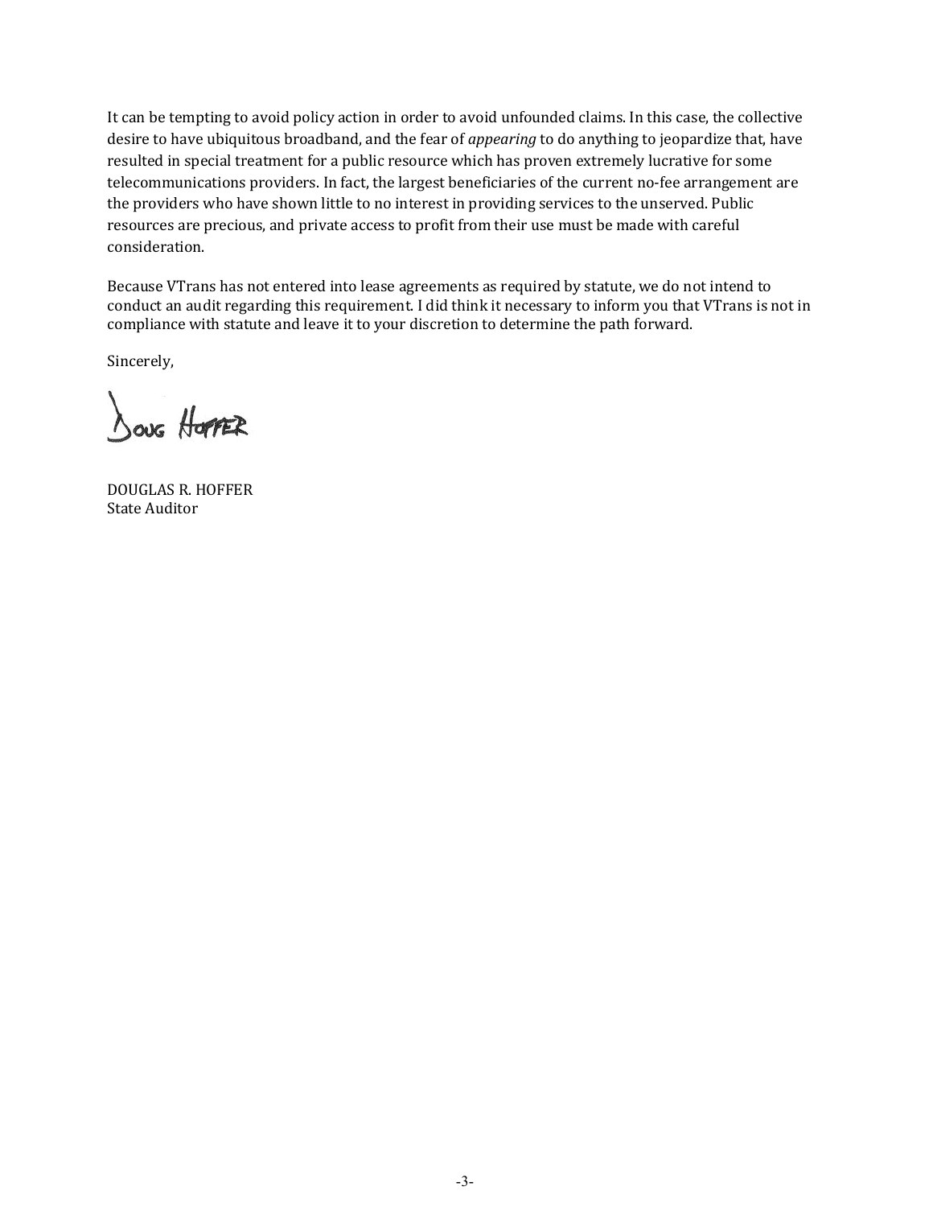It can be tempting to avoid policy action in order to avoid unfounded claims. In this case, the collective desire to have ubiquitous broadband, and the fear of *appearing* to do anything to jeopardize that, have resulted in special treatment for a public resource which has proven extremely lucrative for some telecommunications providers. In fact, the largest beneficiaries of the current no-fee arrangement are the providers who have shown little to no interest in providing services to the unserved. Public resources are precious, and private access to profit from their use must be made with careful consideration.

Because VTrans has not entered into lease agreements as required by statute, we do not intend to conduct an audit regarding this requirement. I did think it necessary to inform you that VTrans is not in compliance with statute and leave it to your discretion to determine the path forward.

Sincerely,

Doug Hoffer

DOUGLAS R. HOFFER
State Auditor